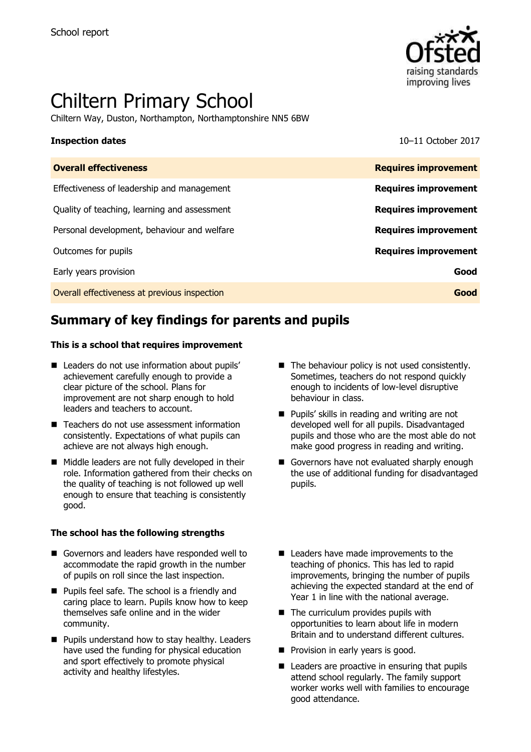School report

# Chiltern Primary School

Chiltern Way, Duston, Northampton, Northamptonshire NN5 6BW

| **Inspection dates** | 10–11 October 2017 |
|---|---|
| **Overall effectiveness** | **Requires improvement** |
| Effectiveness of leadership and management | **Requires improvement** |
| Quality of teaching, learning and assessment | **Requires improvement** |
| Personal development, behaviour and welfare | **Requires improvement** |
| Outcomes for pupils | **Requires improvement** |
| Early years provision | **Good** |
| Overall effectiveness at previous inspection | **Good** |

## Summary of key findings for parents and pupils

### This is a school that requires improvement

- Leaders do not use information about pupils' achievement carefully enough to provide a clear picture of the school. Plans for improvement are not sharp enough to hold leaders and teachers to account.
- Teachers do not use assessment information consistently. Expectations of what pupils can achieve are not always high enough.
- Middle leaders are not fully developed in their role. Information gathered from their checks on the quality of teaching is not followed up well enough to ensure that teaching is consistently good.
- The behaviour policy is not used consistently. Sometimes, teachers do not respond quickly enough to incidents of low-level disruptive behaviour in class.
- Pupils' skills in reading and writing are not developed well for all pupils. Disadvantaged pupils and those who are the most able do not make good progress in reading and writing.
- Governors have not evaluated sharply enough the use of additional funding for disadvantaged pupils.

### The school has the following strengths

- Governors and leaders have responded well to accommodate the rapid growth in the number of pupils on roll since the last inspection.
- Pupils feel safe. The school is a friendly and caring place to learn. Pupils know how to keep themselves safe online and in the wider community.
- Pupils understand how to stay healthy. Leaders have used the funding for physical education and sport effectively to promote physical activity and healthy lifestyles.
- Leaders have made improvements to the teaching of phonics. This has led to rapid improvements, bringing the number of pupils achieving the expected standard at the end of Year 1 in line with the national average.
- The curriculum provides pupils with opportunities to learn about life in modern Britain and to understand different cultures.
- Provision in early years is good.
- Leaders are proactive in ensuring that pupils attend school regularly. The family support worker works well with families to encourage good attendance.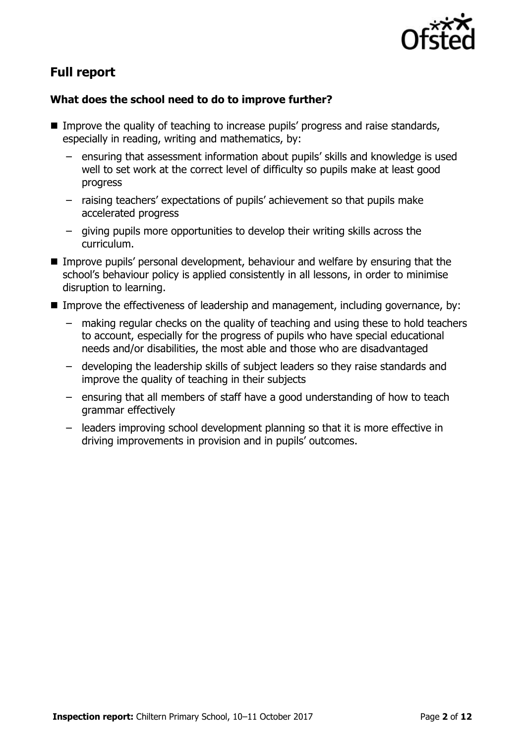## Full report

### What does the school need to do to improve further?

- Improve the quality of teaching to increase pupils' progress and raise standards, especially in reading, writing and mathematics, by:
  - ensuring that assessment information about pupils' skills and knowledge is used well to set work at the correct level of difficulty so pupils make at least good progress
  - raising teachers' expectations of pupils' achievement so that pupils make accelerated progress
  - giving pupils more opportunities to develop their writing skills across the curriculum.
- Improve pupils' personal development, behaviour and welfare by ensuring that the school's behaviour policy is applied consistently in all lessons, in order to minimise disruption to learning.
- Improve the effectiveness of leadership and management, including governance, by:
  - making regular checks on the quality of teaching and using these to hold teachers to account, especially for the progress of pupils who have special educational needs and/or disabilities, the most able and those who are disadvantaged
  - developing the leadership skills of subject leaders so they raise standards and improve the quality of teaching in their subjects
  - ensuring that all members of staff have a good understanding of how to teach grammar effectively
  - leaders improving school development planning so that it is more effective in driving improvements in provision and in pupils' outcomes.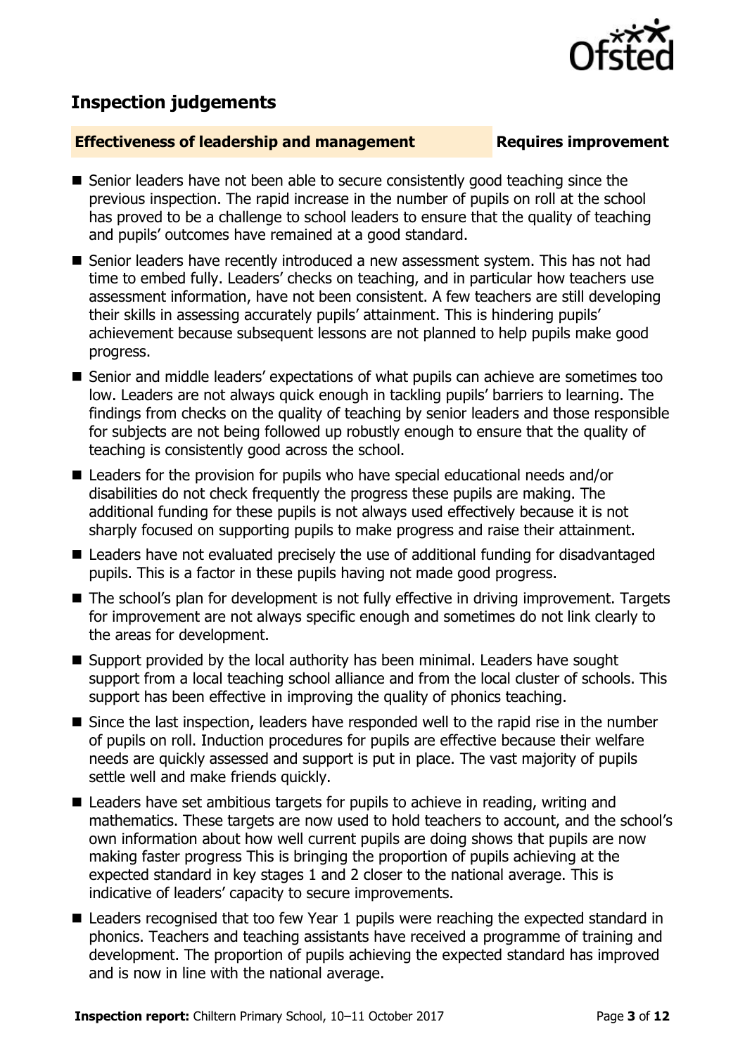## Inspection judgements

**Effectiveness of leadership and management** **Requires improvement**

- Senior leaders have not been able to secure consistently good teaching since the previous inspection. The rapid increase in the number of pupils on roll at the school has proved to be a challenge to school leaders to ensure that the quality of teaching and pupils' outcomes have remained at a good standard.
- Senior leaders have recently introduced a new assessment system. This has not had time to embed fully. Leaders' checks on teaching, and in particular how teachers use assessment information, have not been consistent. A few teachers are still developing their skills in assessing accurately pupils' attainment. This is hindering pupils' achievement because subsequent lessons are not planned to help pupils make good progress.
- Senior and middle leaders' expectations of what pupils can achieve are sometimes too low. Leaders are not always quick enough in tackling pupils' barriers to learning. The findings from checks on the quality of teaching by senior leaders and those responsible for subjects are not being followed up robustly enough to ensure that the quality of teaching is consistently good across the school.
- Leaders for the provision for pupils who have special educational needs and/or disabilities do not check frequently the progress these pupils are making. The additional funding for these pupils is not always used effectively because it is not sharply focused on supporting pupils to make progress and raise their attainment.
- Leaders have not evaluated precisely the use of additional funding for disadvantaged pupils. This is a factor in these pupils having not made good progress.
- The school's plan for development is not fully effective in driving improvement. Targets for improvement are not always specific enough and sometimes do not link clearly to the areas for development.
- Support provided by the local authority has been minimal. Leaders have sought support from a local teaching school alliance and from the local cluster of schools. This support has been effective in improving the quality of phonics teaching.
- Since the last inspection, leaders have responded well to the rapid rise in the number of pupils on roll. Induction procedures for pupils are effective because their welfare needs are quickly assessed and support is put in place. The vast majority of pupils settle well and make friends quickly.
- Leaders have set ambitious targets for pupils to achieve in reading, writing and mathematics. These targets are now used to hold teachers to account, and the school's own information about how well current pupils are doing shows that pupils are now making faster progress This is bringing the proportion of pupils achieving at the expected standard in key stages 1 and 2 closer to the national average. This is indicative of leaders' capacity to secure improvements.
- Leaders recognised that too few Year 1 pupils were reaching the expected standard in phonics. Teachers and teaching assistants have received a programme of training and development. The proportion of pupils achieving the expected standard has improved and is now in line with the national average.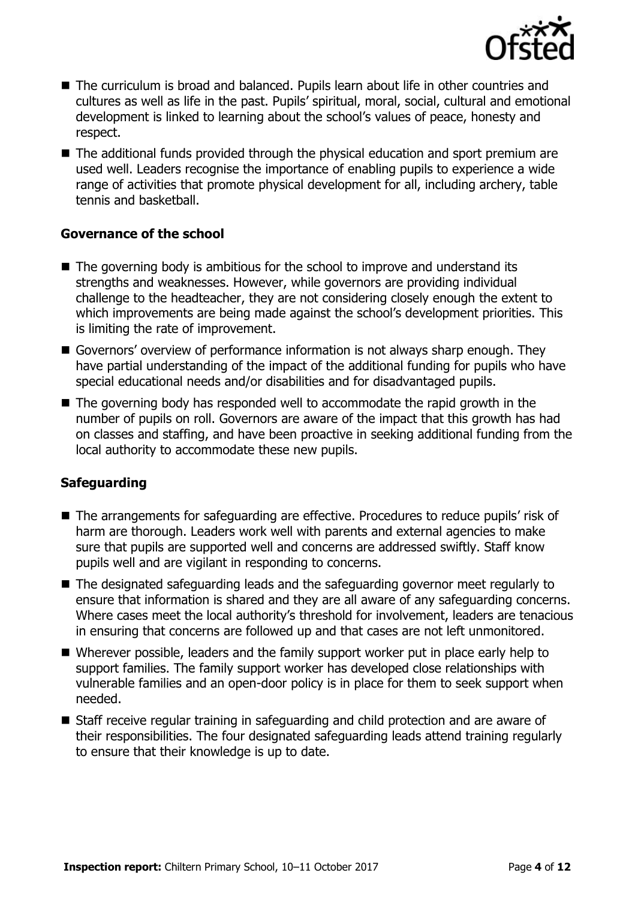- The curriculum is broad and balanced. Pupils learn about life in other countries and cultures as well as life in the past. Pupils' spiritual, moral, social, cultural and emotional development is linked to learning about the school's values of peace, honesty and respect.
- The additional funds provided through the physical education and sport premium are used well. Leaders recognise the importance of enabling pupils to experience a wide range of activities that promote physical development for all, including archery, table tennis and basketball.

### Governance of the school

- The governing body is ambitious for the school to improve and understand its strengths and weaknesses. However, while governors are providing individual challenge to the headteacher, they are not considering closely enough the extent to which improvements are being made against the school's development priorities. This is limiting the rate of improvement.
- Governors' overview of performance information is not always sharp enough. They have partial understanding of the impact of the additional funding for pupils who have special educational needs and/or disabilities and for disadvantaged pupils.
- The governing body has responded well to accommodate the rapid growth in the number of pupils on roll. Governors are aware of the impact that this growth has had on classes and staffing, and have been proactive in seeking additional funding from the local authority to accommodate these new pupils.

### Safeguarding

- The arrangements for safeguarding are effective. Procedures to reduce pupils' risk of harm are thorough. Leaders work well with parents and external agencies to make sure that pupils are supported well and concerns are addressed swiftly. Staff know pupils well and are vigilant in responding to concerns.
- The designated safeguarding leads and the safeguarding governor meet regularly to ensure that information is shared and they are all aware of any safeguarding concerns. Where cases meet the local authority's threshold for involvement, leaders are tenacious in ensuring that concerns are followed up and that cases are not left unmonitored.
- Wherever possible, leaders and the family support worker put in place early help to support families. The family support worker has developed close relationships with vulnerable families and an open-door policy is in place for them to seek support when needed.
- Staff receive regular training in safeguarding and child protection and are aware of their responsibilities. The four designated safeguarding leads attend training regularly to ensure that their knowledge is up to date.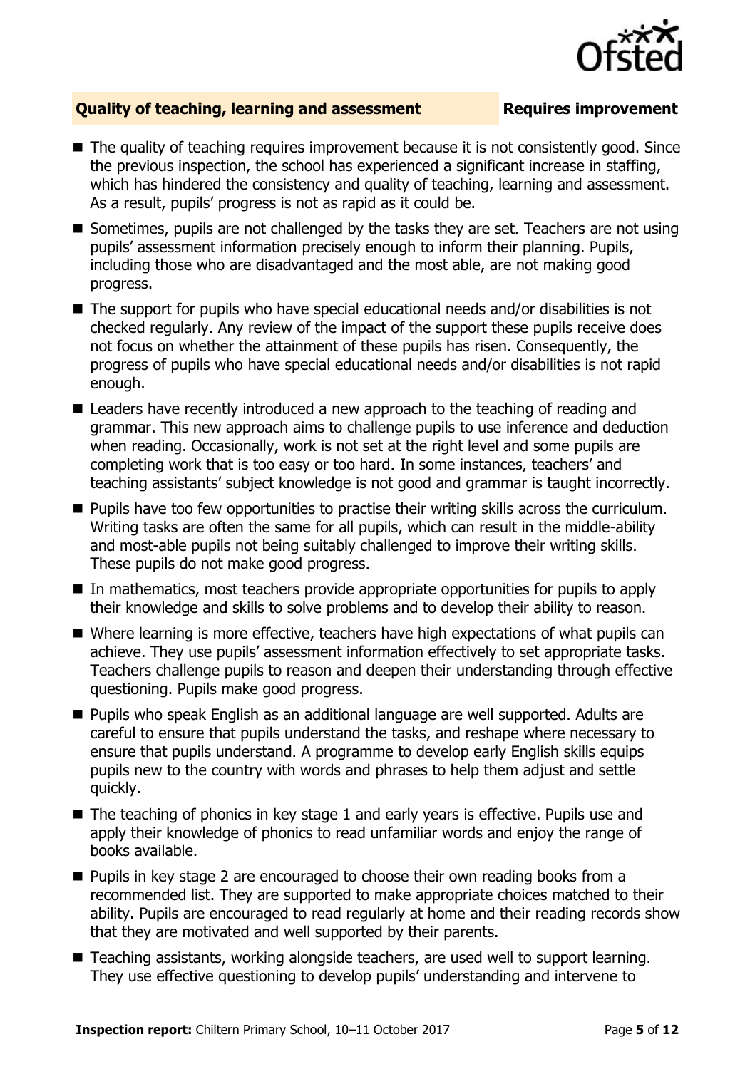## Quality of teaching, learning and assessment — Requires improvement

- The quality of teaching requires improvement because it is not consistently good. Since the previous inspection, the school has experienced a significant increase in staffing, which has hindered the consistency and quality of teaching, learning and assessment. As a result, pupils' progress is not as rapid as it could be.
- Sometimes, pupils are not challenged by the tasks they are set. Teachers are not using pupils' assessment information precisely enough to inform their planning. Pupils, including those who are disadvantaged and the most able, are not making good progress.
- The support for pupils who have special educational needs and/or disabilities is not checked regularly. Any review of the impact of the support these pupils receive does not focus on whether the attainment of these pupils has risen. Consequently, the progress of pupils who have special educational needs and/or disabilities is not rapid enough.
- Leaders have recently introduced a new approach to the teaching of reading and grammar. This new approach aims to challenge pupils to use inference and deduction when reading. Occasionally, work is not set at the right level and some pupils are completing work that is too easy or too hard. In some instances, teachers' and teaching assistants' subject knowledge is not good and grammar is taught incorrectly.
- Pupils have too few opportunities to practise their writing skills across the curriculum. Writing tasks are often the same for all pupils, which can result in the middle-ability and most-able pupils not being suitably challenged to improve their writing skills. These pupils do not make good progress.
- In mathematics, most teachers provide appropriate opportunities for pupils to apply their knowledge and skills to solve problems and to develop their ability to reason.
- Where learning is more effective, teachers have high expectations of what pupils can achieve. They use pupils' assessment information effectively to set appropriate tasks. Teachers challenge pupils to reason and deepen their understanding through effective questioning. Pupils make good progress.
- Pupils who speak English as an additional language are well supported. Adults are careful to ensure that pupils understand the tasks, and reshape where necessary to ensure that pupils understand. A programme to develop early English skills equips pupils new to the country with words and phrases to help them adjust and settle quickly.
- The teaching of phonics in key stage 1 and early years is effective. Pupils use and apply their knowledge of phonics to read unfamiliar words and enjoy the range of books available.
- Pupils in key stage 2 are encouraged to choose their own reading books from a recommended list. They are supported to make appropriate choices matched to their ability. Pupils are encouraged to read regularly at home and their reading records show that they are motivated and well supported by their parents.
- Teaching assistants, working alongside teachers, are used well to support learning. They use effective questioning to develop pupils' understanding and intervene to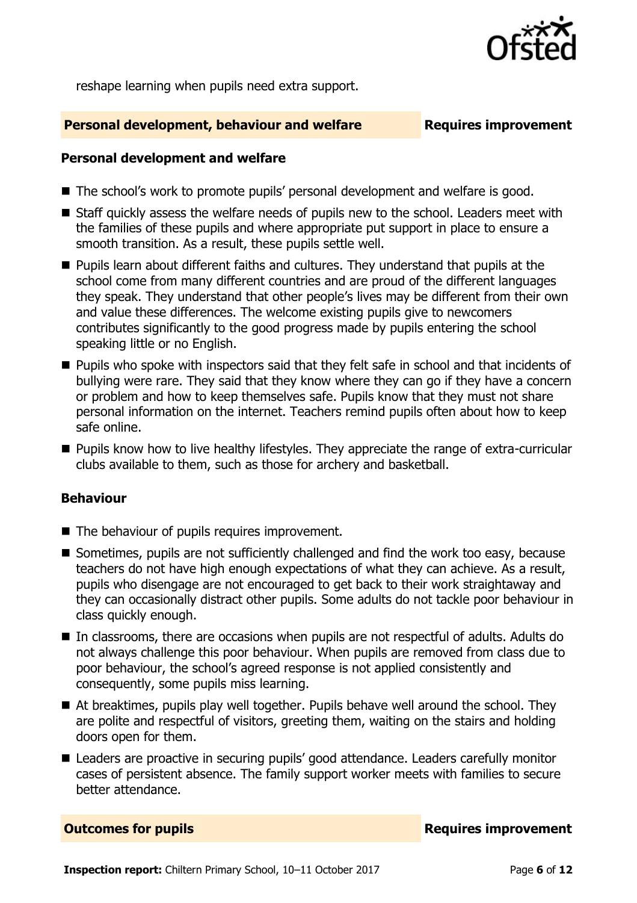reshape learning when pupils need extra support.

## Personal development, behaviour and welfare — Requires improvement

### Personal development and welfare

- The school's work to promote pupils' personal development and welfare is good.
- Staff quickly assess the welfare needs of pupils new to the school. Leaders meet with the families of these pupils and where appropriate put support in place to ensure a smooth transition. As a result, these pupils settle well.
- Pupils learn about different faiths and cultures. They understand that pupils at the school come from many different countries and are proud of the different languages they speak. They understand that other people's lives may be different from their own and value these differences. The welcome existing pupils give to newcomers contributes significantly to the good progress made by pupils entering the school speaking little or no English.
- Pupils who spoke with inspectors said that they felt safe in school and that incidents of bullying were rare. They said that they know where they can go if they have a concern or problem and how to keep themselves safe. Pupils know that they must not share personal information on the internet. Teachers remind pupils often about how to keep safe online.
- Pupils know how to live healthy lifestyles. They appreciate the range of extra-curricular clubs available to them, such as those for archery and basketball.

### Behaviour

- The behaviour of pupils requires improvement.
- Sometimes, pupils are not sufficiently challenged and find the work too easy, because teachers do not have high enough expectations of what they can achieve. As a result, pupils who disengage are not encouraged to get back to their work straightaway and they can occasionally distract other pupils. Some adults do not tackle poor behaviour in class quickly enough.
- In classrooms, there are occasions when pupils are not respectful of adults. Adults do not always challenge this poor behaviour. When pupils are removed from class due to poor behaviour, the school's agreed response is not applied consistently and consequently, some pupils miss learning.
- At breaktimes, pupils play well together. Pupils behave well around the school. They are polite and respectful of visitors, greeting them, waiting on the stairs and holding doors open for them.
- Leaders are proactive in securing pupils' good attendance. Leaders carefully monitor cases of persistent absence. The family support worker meets with families to secure better attendance.

## Outcomes for pupils — Requires improvement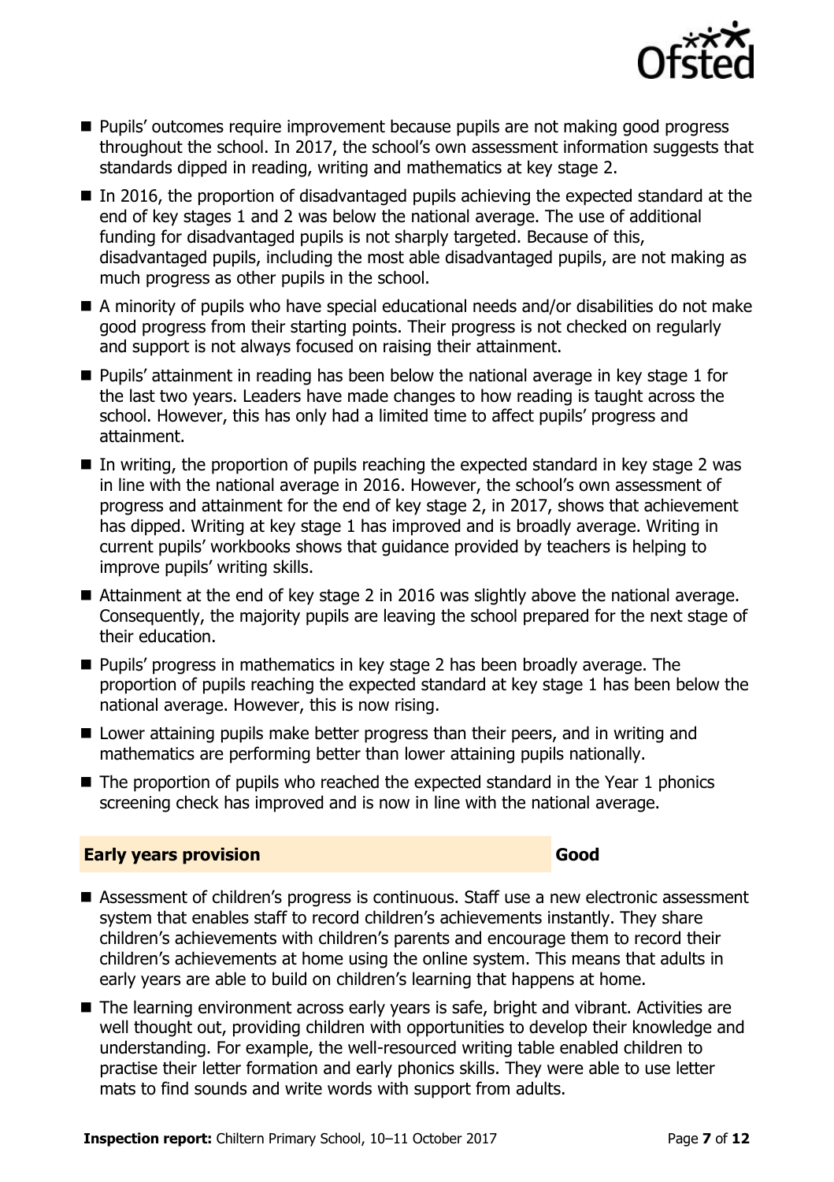- Pupils' outcomes require improvement because pupils are not making good progress throughout the school. In 2017, the school's own assessment information suggests that standards dipped in reading, writing and mathematics at key stage 2.
- In 2016, the proportion of disadvantaged pupils achieving the expected standard at the end of key stages 1 and 2 was below the national average. The use of additional funding for disadvantaged pupils is not sharply targeted. Because of this, disadvantaged pupils, including the most able disadvantaged pupils, are not making as much progress as other pupils in the school.
- A minority of pupils who have special educational needs and/or disabilities do not make good progress from their starting points. Their progress is not checked on regularly and support is not always focused on raising their attainment.
- Pupils' attainment in reading has been below the national average in key stage 1 for the last two years. Leaders have made changes to how reading is taught across the school. However, this has only had a limited time to affect pupils' progress and attainment.
- In writing, the proportion of pupils reaching the expected standard in key stage 2 was in line with the national average in 2016. However, the school's own assessment of progress and attainment for the end of key stage 2, in 2017, shows that achievement has dipped. Writing at key stage 1 has improved and is broadly average. Writing in current pupils' workbooks shows that guidance provided by teachers is helping to improve pupils' writing skills.
- Attainment at the end of key stage 2 in 2016 was slightly above the national average. Consequently, the majority pupils are leaving the school prepared for the next stage of their education.
- Pupils' progress in mathematics in key stage 2 has been broadly average. The proportion of pupils reaching the expected standard at key stage 1 has been below the national average. However, this is now rising.
- Lower attaining pupils make better progress than their peers, and in writing and mathematics are performing better than lower attaining pupils nationally.
- The proportion of pupils who reached the expected standard in the Year 1 phonics screening check has improved and is now in line with the national average.

## Early years provision — Good

- Assessment of children's progress is continuous. Staff use a new electronic assessment system that enables staff to record children's achievements instantly. They share children's achievements with children's parents and encourage them to record their children's achievements at home using the online system. This means that adults in early years are able to build on children's learning that happens at home.
- The learning environment across early years is safe, bright and vibrant. Activities are well thought out, providing children with opportunities to develop their knowledge and understanding. For example, the well-resourced writing table enabled children to practise their letter formation and early phonics skills. They were able to use letter mats to find sounds and write words with support from adults.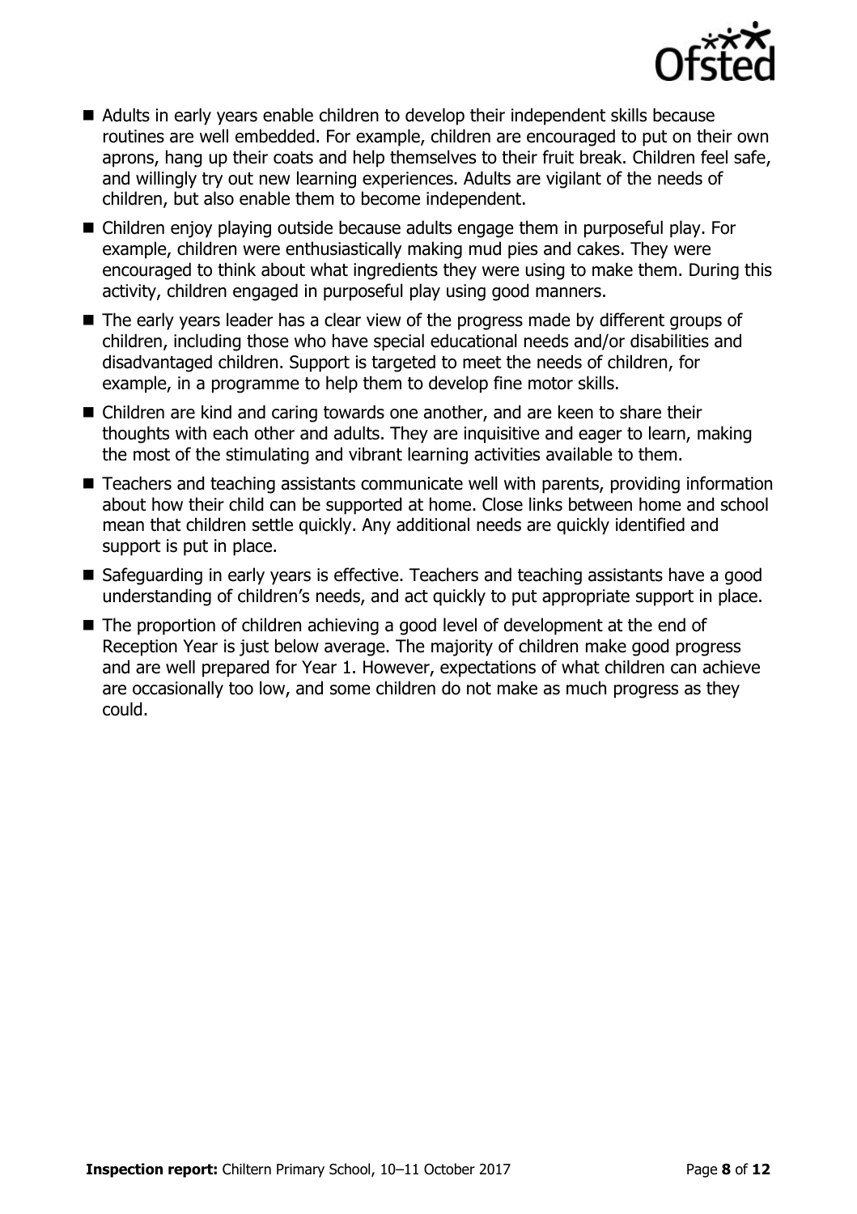- Adults in early years enable children to develop their independent skills because routines are well embedded. For example, children are encouraged to put on their own aprons, hang up their coats and help themselves to their fruit break. Children feel safe, and willingly try out new learning experiences. Adults are vigilant of the needs of children, but also enable them to become independent.
- Children enjoy playing outside because adults engage them in purposeful play. For example, children were enthusiastically making mud pies and cakes. They were encouraged to think about what ingredients they were using to make them. During this activity, children engaged in purposeful play using good manners.
- The early years leader has a clear view of the progress made by different groups of children, including those who have special educational needs and/or disabilities and disadvantaged children. Support is targeted to meet the needs of children, for example, in a programme to help them to develop fine motor skills.
- Children are kind and caring towards one another, and are keen to share their thoughts with each other and adults. They are inquisitive and eager to learn, making the most of the stimulating and vibrant learning activities available to them.
- Teachers and teaching assistants communicate well with parents, providing information about how their child can be supported at home. Close links between home and school mean that children settle quickly. Any additional needs are quickly identified and support is put in place.
- Safeguarding in early years is effective. Teachers and teaching assistants have a good understanding of children's needs, and act quickly to put appropriate support in place.
- The proportion of children achieving a good level of development at the end of Reception Year is just below average. The majority of children make good progress and are well prepared for Year 1. However, expectations of what children can achieve are occasionally too low, and some children do not make as much progress as they could.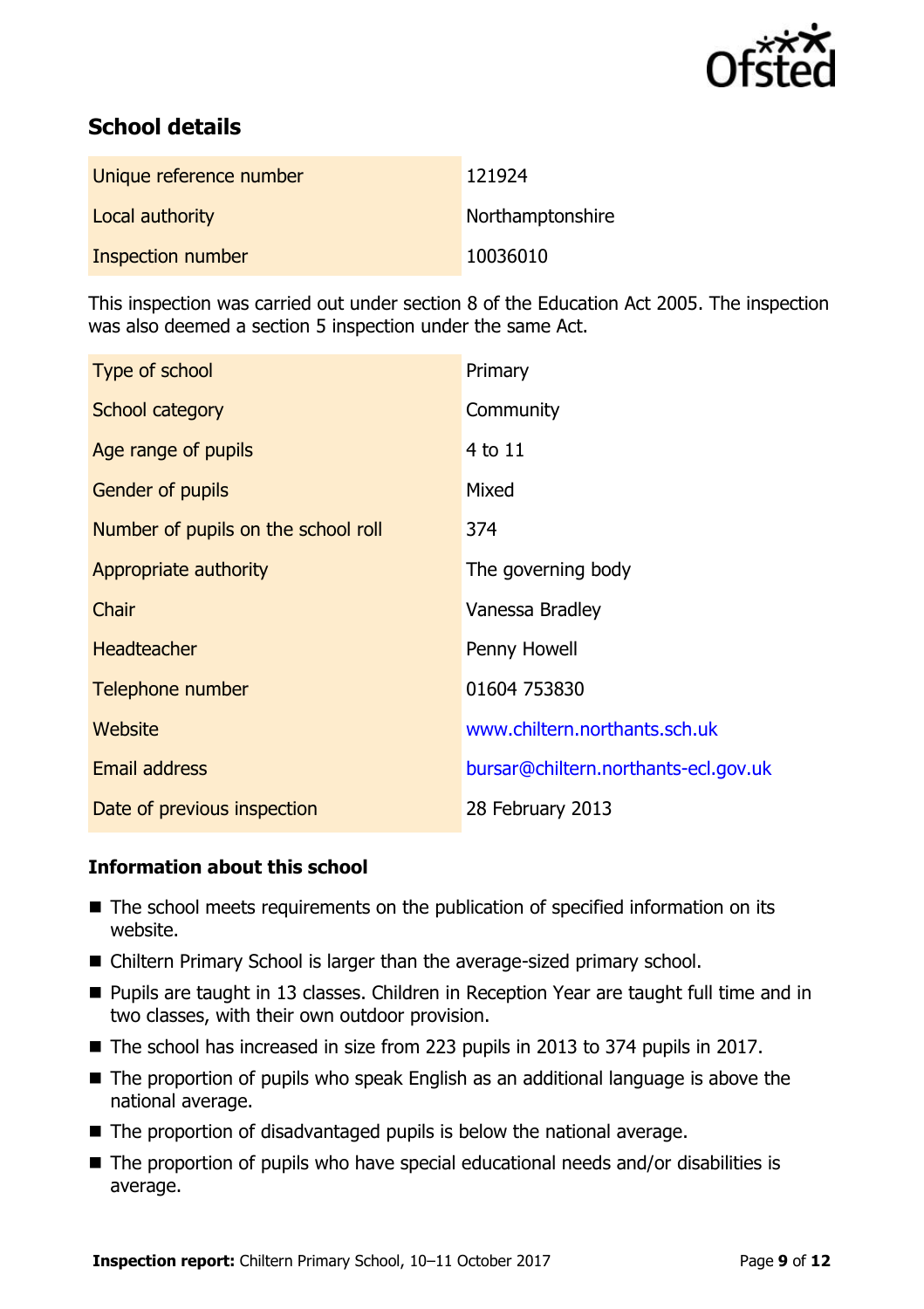## School details

| | |
|---|---|
| Unique reference number | 121924 |
| Local authority | Northamptonshire |
| Inspection number | 10036010 |

This inspection was carried out under section 8 of the Education Act 2005. The inspection was also deemed a section 5 inspection under the same Act.

| | |
|---|---|
| Type of school | Primary |
| School category | Community |
| Age range of pupils | 4 to 11 |
| Gender of pupils | Mixed |
| Number of pupils on the school roll | 374 |
| Appropriate authority | The governing body |
| Chair | Vanessa Bradley |
| Headteacher | Penny Howell |
| Telephone number | 01604 753830 |
| Website | www.chiltern.northants.sch.uk |
| Email address | bursar@chiltern.northants-ecl.gov.uk |
| Date of previous inspection | 28 February 2013 |

### Information about this school

- The school meets requirements on the publication of specified information on its website.
- Chiltern Primary School is larger than the average-sized primary school.
- Pupils are taught in 13 classes. Children in Reception Year are taught full time and in two classes, with their own outdoor provision.
- The school has increased in size from 223 pupils in 2013 to 374 pupils in 2017.
- The proportion of pupils who speak English as an additional language is above the national average.
- The proportion of disadvantaged pupils is below the national average.
- The proportion of pupils who have special educational needs and/or disabilities is average.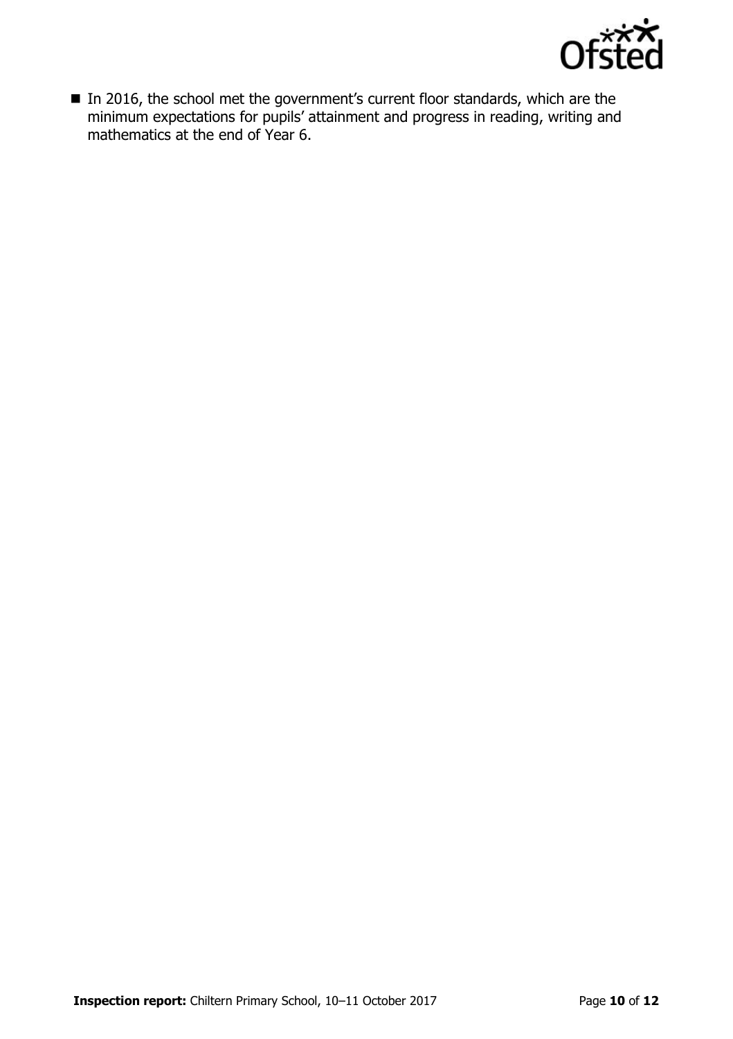- In 2016, the school met the government's current floor standards, which are the minimum expectations for pupils' attainment and progress in reading, writing and mathematics at the end of Year 6.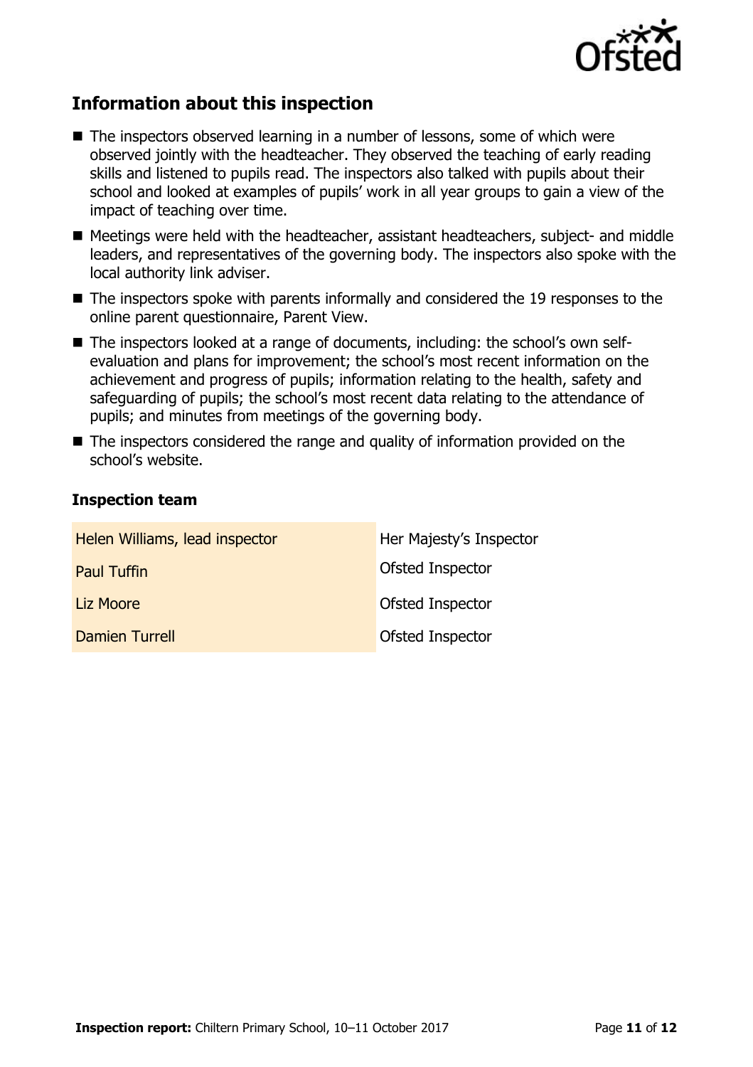## Information about this inspection

- The inspectors observed learning in a number of lessons, some of which were observed jointly with the headteacher. They observed the teaching of early reading skills and listened to pupils read. The inspectors also talked with pupils about their school and looked at examples of pupils' work in all year groups to gain a view of the impact of teaching over time.
- Meetings were held with the headteacher, assistant headteachers, subject- and middle leaders, and representatives of the governing body. The inspectors also spoke with the local authority link adviser.
- The inspectors spoke with parents informally and considered the 19 responses to the online parent questionnaire, Parent View.
- The inspectors looked at a range of documents, including: the school's own self-evaluation and plans for improvement; the school's most recent information on the achievement and progress of pupils; information relating to the health, safety and safeguarding of pupils; the school's most recent data relating to the attendance of pupils; and minutes from meetings of the governing body.
- The inspectors considered the range and quality of information provided on the school's website.

### Inspection team

| | |
|---|---|
| Helen Williams, lead inspector | Her Majesty's Inspector |
| Paul Tuffin | Ofsted Inspector |
| Liz Moore | Ofsted Inspector |
| Damien Turrell | Ofsted Inspector |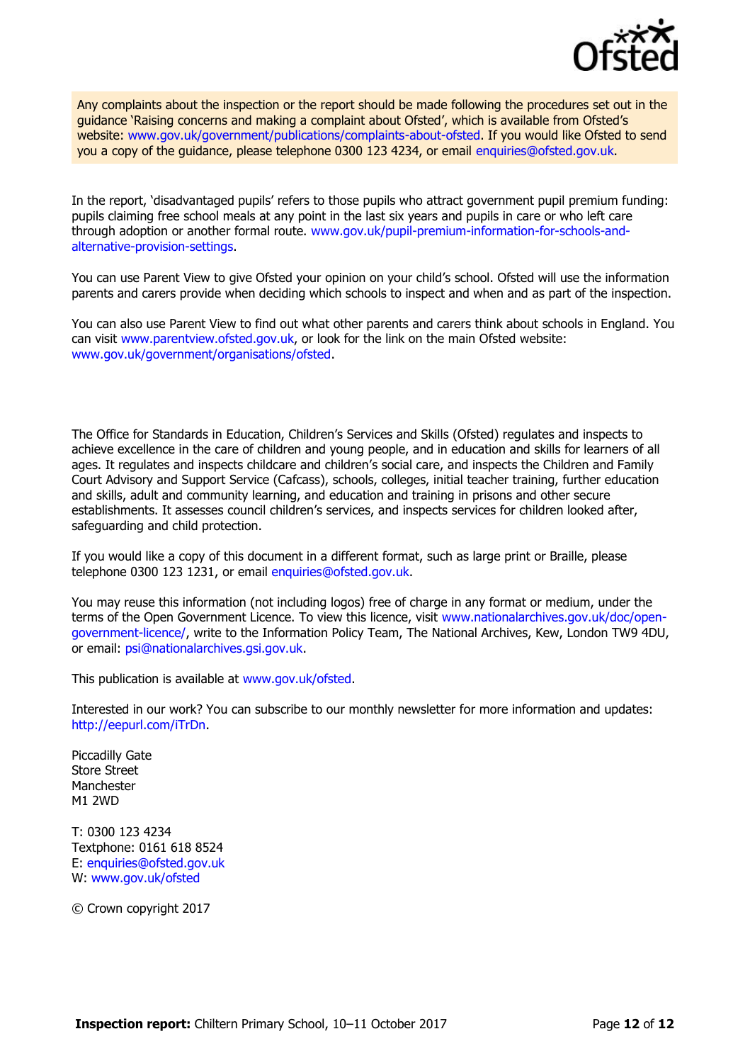Any complaints about the inspection or the report should be made following the procedures set out in the guidance 'Raising concerns and making a complaint about Ofsted', which is available from Ofsted's website: www.gov.uk/government/publications/complaints-about-ofsted. If you would like Ofsted to send you a copy of the guidance, please telephone 0300 123 4234, or email enquiries@ofsted.gov.uk.

In the report, 'disadvantaged pupils' refers to those pupils who attract government pupil premium funding: pupils claiming free school meals at any point in the last six years and pupils in care or who left care through adoption or another formal route. www.gov.uk/pupil-premium-information-for-schools-and-alternative-provision-settings.

You can use Parent View to give Ofsted your opinion on your child's school. Ofsted will use the information parents and carers provide when deciding which schools to inspect and when and as part of the inspection.

You can also use Parent View to find out what other parents and carers think about schools in England. You can visit www.parentview.ofsted.gov.uk, or look for the link on the main Ofsted website: www.gov.uk/government/organisations/ofsted.

The Office for Standards in Education, Children's Services and Skills (Ofsted) regulates and inspects to achieve excellence in the care of children and young people, and in education and skills for learners of all ages. It regulates and inspects childcare and children's social care, and inspects the Children and Family Court Advisory and Support Service (Cafcass), schools, colleges, initial teacher training, further education and skills, adult and community learning, and education and training in prisons and other secure establishments. It assesses council children's services, and inspects services for children looked after, safeguarding and child protection.

If you would like a copy of this document in a different format, such as large print or Braille, please telephone 0300 123 1231, or email enquiries@ofsted.gov.uk.

You may reuse this information (not including logos) free of charge in any format or medium, under the terms of the Open Government Licence. To view this licence, visit www.nationalarchives.gov.uk/doc/open-government-licence/, write to the Information Policy Team, The National Archives, Kew, London TW9 4DU, or email: psi@nationalarchives.gsi.gov.uk.

This publication is available at www.gov.uk/ofsted.

Interested in our work? You can subscribe to our monthly newsletter for more information and updates: http://eepurl.com/iTrDn.

Piccadilly Gate
Store Street
Manchester
M1 2WD

T: 0300 123 4234
Textphone: 0161 618 8524
E: enquiries@ofsted.gov.uk
W: www.gov.uk/ofsted

© Crown copyright 2017